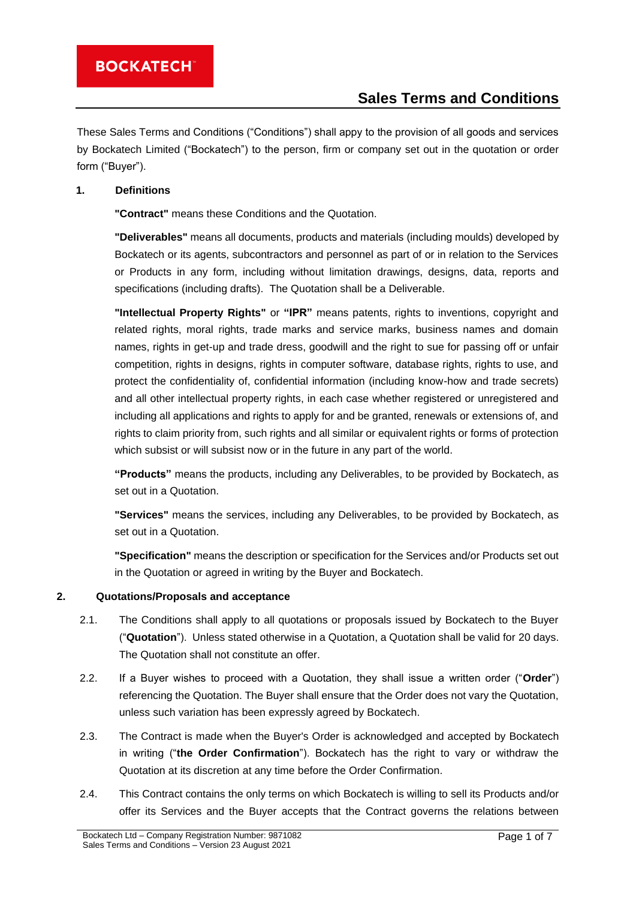**BOCKATECH**

# Sales Terms and Conditions

These Sales Terms and Conditions ("Conditions") shall appy to the provision of all goods and services by Bockatech Limited ("Bockatech") to the person, firm or company set out in the quotation or order form ("Buyer").

**1. Definitions**

**"Contract"** means these Conditions and the Quotation.

**"Deliverables"** means all documents, products and materials (including moulds) developed by Bockatech or its agents, subcontractors and personnel as part of or in relation to the Services or Products in any form, including without limitation drawings, designs, data, reports and specifications (including drafts). The Quotation shall be a Deliverable.

**"Intellectual Property Rights"** or **"IPR"** means patents, rights to inventions, copyright and related rights, moral rights, trade marks and service marks, business names and domain names, rights in get-up and trade dress, goodwill and the right to sue for passing off or unfair competition, rights in designs, rights in computer software, database rights, rights to use, and protect the confidentiality of, confidential information (including know-how and trade secrets) and all other intellectual property rights, in each case whether registered or unregistered and including all applications and rights to apply for and be granted, renewals or extensions of, and rights to claim priority from, such rights and all similar or equivalent rights or forms of protection which subsist or will subsist now or in the future in any part of the world.

**"Products"** means the products, including any Deliverables, to be provided by Bockatech, as set out in a Quotation.

**"Services"** means the services, including any Deliverables, to be provided by Bockatech, as set out in a Quotation.

**"Specification"** means the description or specification for the Services and/or Products set out in the Quotation or agreed in writing by the Buyer and Bockatech.

**2. Quotations/Proposals and acceptance**

2.1. The Conditions shall apply to all quotations or proposals issued by Bockatech to the Buyer ("**Quotation**"). Unless stated otherwise in a Quotation, a Quotation shall be valid for 20 days. The Quotation shall not constitute an offer.

2.2. If a Buyer wishes to proceed with a Quotation, they shall issue a written order ("**Order**") referencing the Quotation. The Buyer shall ensure that the Order does not vary the Quotation, unless such variation has been expressly agreed by Bockatech.

2.3. The Contract is made when the Buyer's Order is acknowledged and accepted by Bockatech in writing ("**the Order Confirmation**"). Bockatech has the right to vary or withdraw the Quotation at its discretion at any time before the Order Confirmation.

2.4. This Contract contains the only terms on which Bockatech is willing to sell its Products and/or offer its Services and the Buyer accepts that the Contract governs the relations between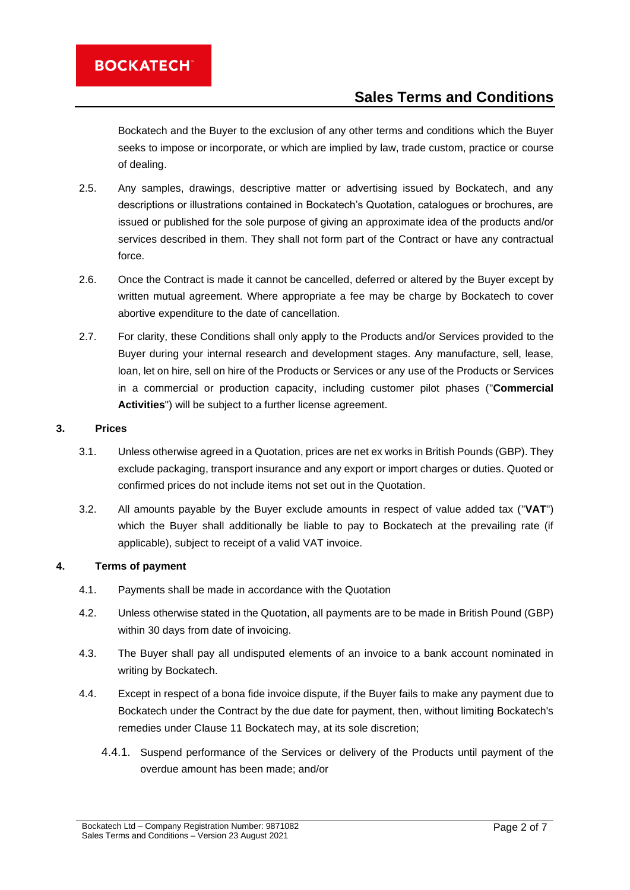Bockatech and the Buyer to the exclusion of any other terms and conditions which the Buyer seeks to impose or incorporate, or which are implied by law, trade custom, practice or course of dealing.

2.5. Any samples, drawings, descriptive matter or advertising issued by Bockatech, and any descriptions or illustrations contained in Bockatech's Quotation, catalogues or brochures, are issued or published for the sole purpose of giving an approximate idea of the products and/or services described in them. They shall not form part of the Contract or have any contractual force.

2.6. Once the Contract is made it cannot be cancelled, deferred or altered by the Buyer except by written mutual agreement. Where appropriate a fee may be charge by Bockatech to cover abortive expenditure to the date of cancellation.

2.7. For clarity, these Conditions shall only apply to the Products and/or Services provided to the Buyer during your internal research and development stages. Any manufacture, sell, lease, loan, let on hire, sell on hire of the Products or Services or any use of the Products or Services in a commercial or production capacity, including customer pilot phases ("**Commercial Activities**") will be subject to a further license agreement.

## 3. Prices

3.1. Unless otherwise agreed in a Quotation, prices are net ex works in British Pounds (GBP). They exclude packaging, transport insurance and any export or import charges or duties. Quoted or confirmed prices do not include items not set out in the Quotation.

3.2. All amounts payable by the Buyer exclude amounts in respect of value added tax ("**VAT**") which the Buyer shall additionally be liable to pay to Bockatech at the prevailing rate (if applicable), subject to receipt of a valid VAT invoice.

## 4. Terms of payment

4.1. Payments shall be made in accordance with the Quotation

4.2. Unless otherwise stated in the Quotation, all payments are to be made in British Pound (GBP) within 30 days from date of invoicing.

4.3. The Buyer shall pay all undisputed elements of an invoice to a bank account nominated in writing by Bockatech.

4.4. Except in respect of a bona fide invoice dispute, if the Buyer fails to make any payment due to Bockatech under the Contract by the due date for payment, then, without limiting Bockatech's remedies under Clause 11 Bockatech may, at its sole discretion;

4.4.1. Suspend performance of the Services or delivery of the Products until payment of the overdue amount has been made; and/or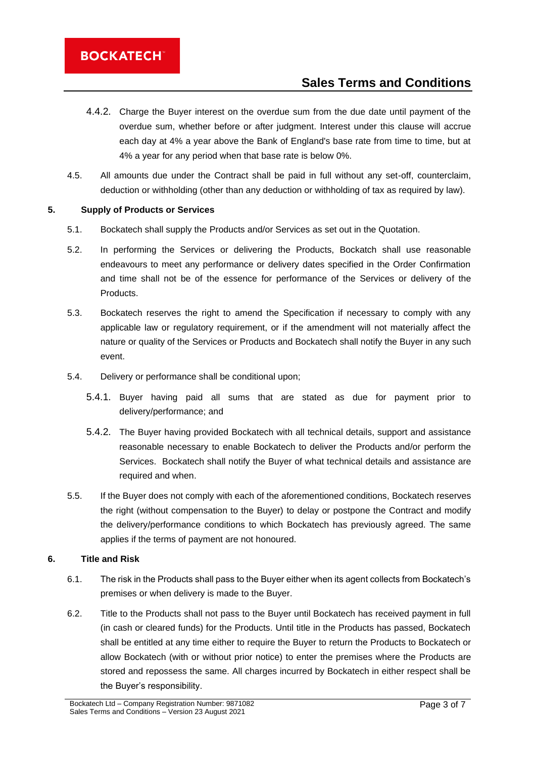4.4.2. Charge the Buyer interest on the overdue sum from the due date until payment of the overdue sum, whether before or after judgment. Interest under this clause will accrue each day at 4% a year above the Bank of England's base rate from time to time, but at 4% a year for any period when that base rate is below 0%.

4.5. All amounts due under the Contract shall be paid in full without any set-off, counterclaim, deduction or withholding (other than any deduction or withholding of tax as required by law).

## 5. Supply of Products or Services

5.1. Bockatech shall supply the Products and/or Services as set out in the Quotation.

5.2. In performing the Services or delivering the Products, Bockatch shall use reasonable endeavours to meet any performance or delivery dates specified in the Order Confirmation and time shall not be of the essence for performance of the Services or delivery of the Products.

5.3. Bockatech reserves the right to amend the Specification if necessary to comply with any applicable law or regulatory requirement, or if the amendment will not materially affect the nature or quality of the Services or Products and Bockatech shall notify the Buyer in any such event.

5.4. Delivery or performance shall be conditional upon;

5.4.1. Buyer having paid all sums that are stated as due for payment prior to delivery/performance; and

5.4.2. The Buyer having provided Bockatech with all technical details, support and assistance reasonable necessary to enable Bockatech to deliver the Products and/or perform the Services. Bockatech shall notify the Buyer of what technical details and assistance are required and when.

5.5. If the Buyer does not comply with each of the aforementioned conditions, Bockatech reserves the right (without compensation to the Buyer) to delay or postpone the Contract and modify the delivery/performance conditions to which Bockatech has previously agreed. The same applies if the terms of payment are not honoured.

## 6. Title and Risk

6.1. The risk in the Products shall pass to the Buyer either when its agent collects from Bockatech's premises or when delivery is made to the Buyer.

6.2. Title to the Products shall not pass to the Buyer until Bockatech has received payment in full (in cash or cleared funds) for the Products. Until title in the Products has passed, Bockatech shall be entitled at any time either to require the Buyer to return the Products to Bockatech or allow Bockatech (with or without prior notice) to enter the premises where the Products are stored and repossess the same. All charges incurred by Bockatech in either respect shall be the Buyer's responsibility.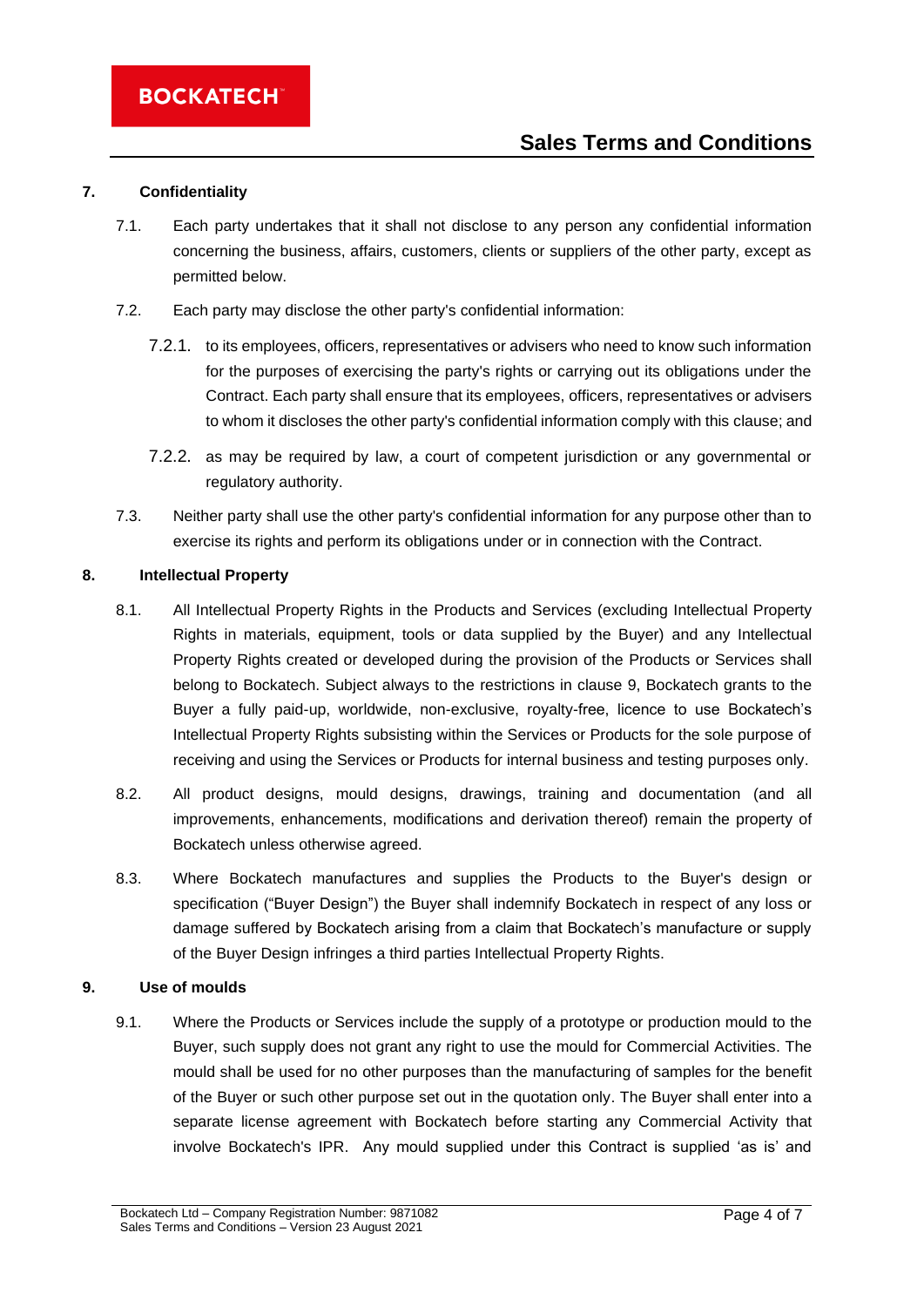## 7. Confidentiality

7.1. Each party undertakes that it shall not disclose to any person any confidential information concerning the business, affairs, customers, clients or suppliers of the other party, except as permitted below.

7.2. Each party may disclose the other party's confidential information:

7.2.1. to its employees, officers, representatives or advisers who need to know such information for the purposes of exercising the party's rights or carrying out its obligations under the Contract. Each party shall ensure that its employees, officers, representatives or advisers to whom it discloses the other party's confidential information comply with this clause; and

7.2.2. as may be required by law, a court of competent jurisdiction or any governmental or regulatory authority.

7.3. Neither party shall use the other party's confidential information for any purpose other than to exercise its rights and perform its obligations under or in connection with the Contract.

## 8. Intellectual Property

8.1. All Intellectual Property Rights in the Products and Services (excluding Intellectual Property Rights in materials, equipment, tools or data supplied by the Buyer) and any Intellectual Property Rights created or developed during the provision of the Products or Services shall belong to Bockatech. Subject always to the restrictions in clause 9, Bockatech grants to the Buyer a fully paid-up, worldwide, non-exclusive, royalty-free, licence to use Bockatech's Intellectual Property Rights subsisting within the Services or Products for the sole purpose of receiving and using the Services or Products for internal business and testing purposes only.

8.2. All product designs, mould designs, drawings, training and documentation (and all improvements, enhancements, modifications and derivation thereof) remain the property of Bockatech unless otherwise agreed.

8.3. Where Bockatech manufactures and supplies the Products to the Buyer's design or specification ("Buyer Design") the Buyer shall indemnify Bockatech in respect of any loss or damage suffered by Bockatech arising from a claim that Bockatech's manufacture or supply of the Buyer Design infringes a third parties Intellectual Property Rights.

## 9. Use of moulds

9.1. Where the Products or Services include the supply of a prototype or production mould to the Buyer, such supply does not grant any right to use the mould for Commercial Activities. The mould shall be used for no other purposes than the manufacturing of samples for the benefit of the Buyer or such other purpose set out in the quotation only. The Buyer shall enter into a separate license agreement with Bockatech before starting any Commercial Activity that involve Bockatech's IPR. Any mould supplied under this Contract is supplied 'as is' and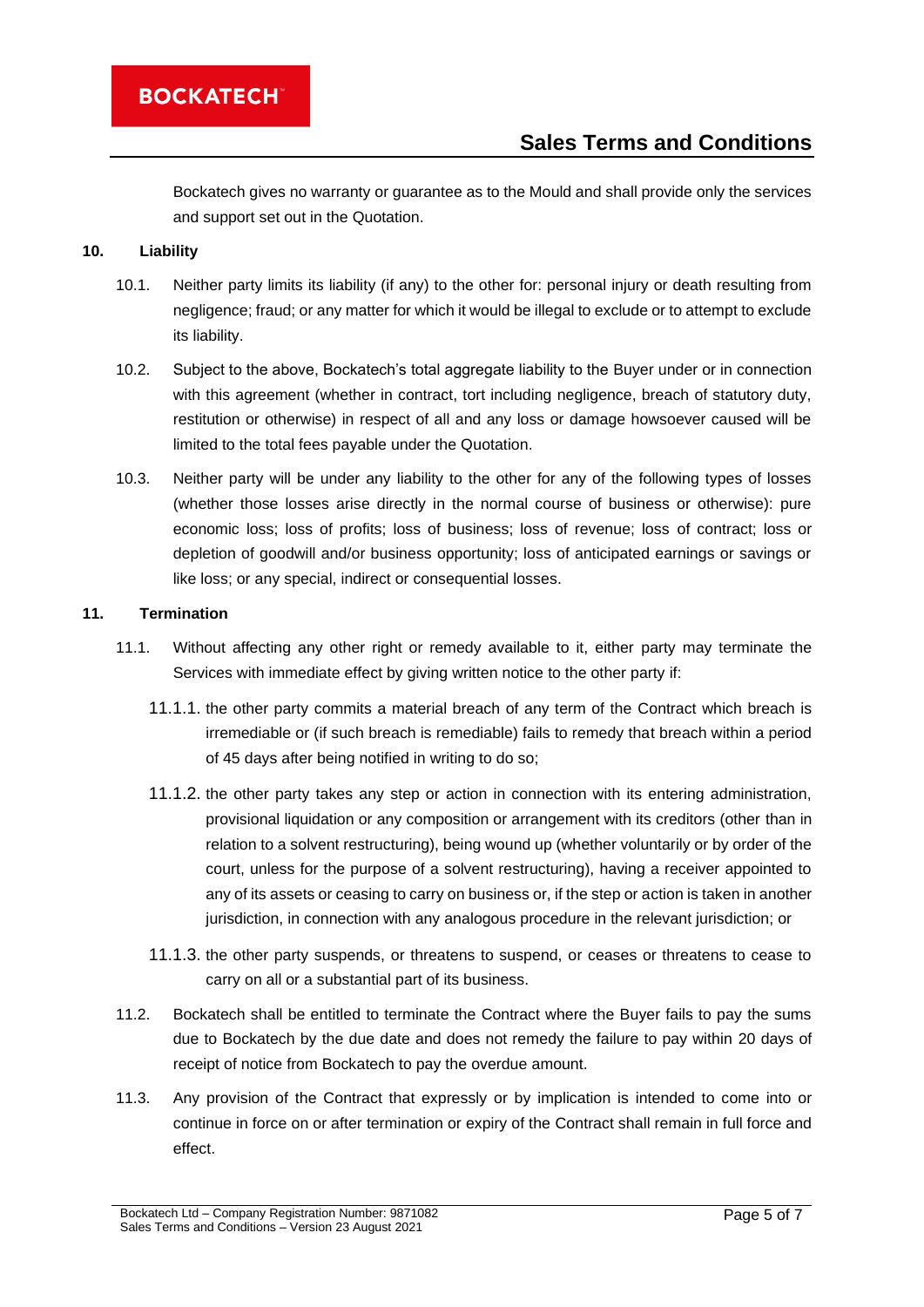Bockatech gives no warranty or guarantee as to the Mould and shall provide only the services and support set out in the Quotation.

## 10. Liability

10.1. Neither party limits its liability (if any) to the other for: personal injury or death resulting from negligence; fraud; or any matter for which it would be illegal to exclude or to attempt to exclude its liability.

10.2. Subject to the above, Bockatech's total aggregate liability to the Buyer under or in connection with this agreement (whether in contract, tort including negligence, breach of statutory duty, restitution or otherwise) in respect of all and any loss or damage howsoever caused will be limited to the total fees payable under the Quotation.

10.3. Neither party will be under any liability to the other for any of the following types of losses (whether those losses arise directly in the normal course of business or otherwise): pure economic loss; loss of profits; loss of business; loss of revenue; loss of contract; loss or depletion of goodwill and/or business opportunity; loss of anticipated earnings or savings or like loss; or any special, indirect or consequential losses.

## 11. Termination

11.1. Without affecting any other right or remedy available to it, either party may terminate the Services with immediate effect by giving written notice to the other party if:

11.1.1. the other party commits a material breach of any term of the Contract which breach is irremediable or (if such breach is remediable) fails to remedy that breach within a period of 45 days after being notified in writing to do so;

11.1.2. the other party takes any step or action in connection with its entering administration, provisional liquidation or any composition or arrangement with its creditors (other than in relation to a solvent restructuring), being wound up (whether voluntarily or by order of the court, unless for the purpose of a solvent restructuring), having a receiver appointed to any of its assets or ceasing to carry on business or, if the step or action is taken in another jurisdiction, in connection with any analogous procedure in the relevant jurisdiction; or

11.1.3. the other party suspends, or threatens to suspend, or ceases or threatens to cease to carry on all or a substantial part of its business.

11.2. Bockatech shall be entitled to terminate the Contract where the Buyer fails to pay the sums due to Bockatech by the due date and does not remedy the failure to pay within 20 days of receipt of notice from Bockatech to pay the overdue amount.

11.3. Any provision of the Contract that expressly or by implication is intended to come into or continue in force on or after termination or expiry of the Contract shall remain in full force and effect.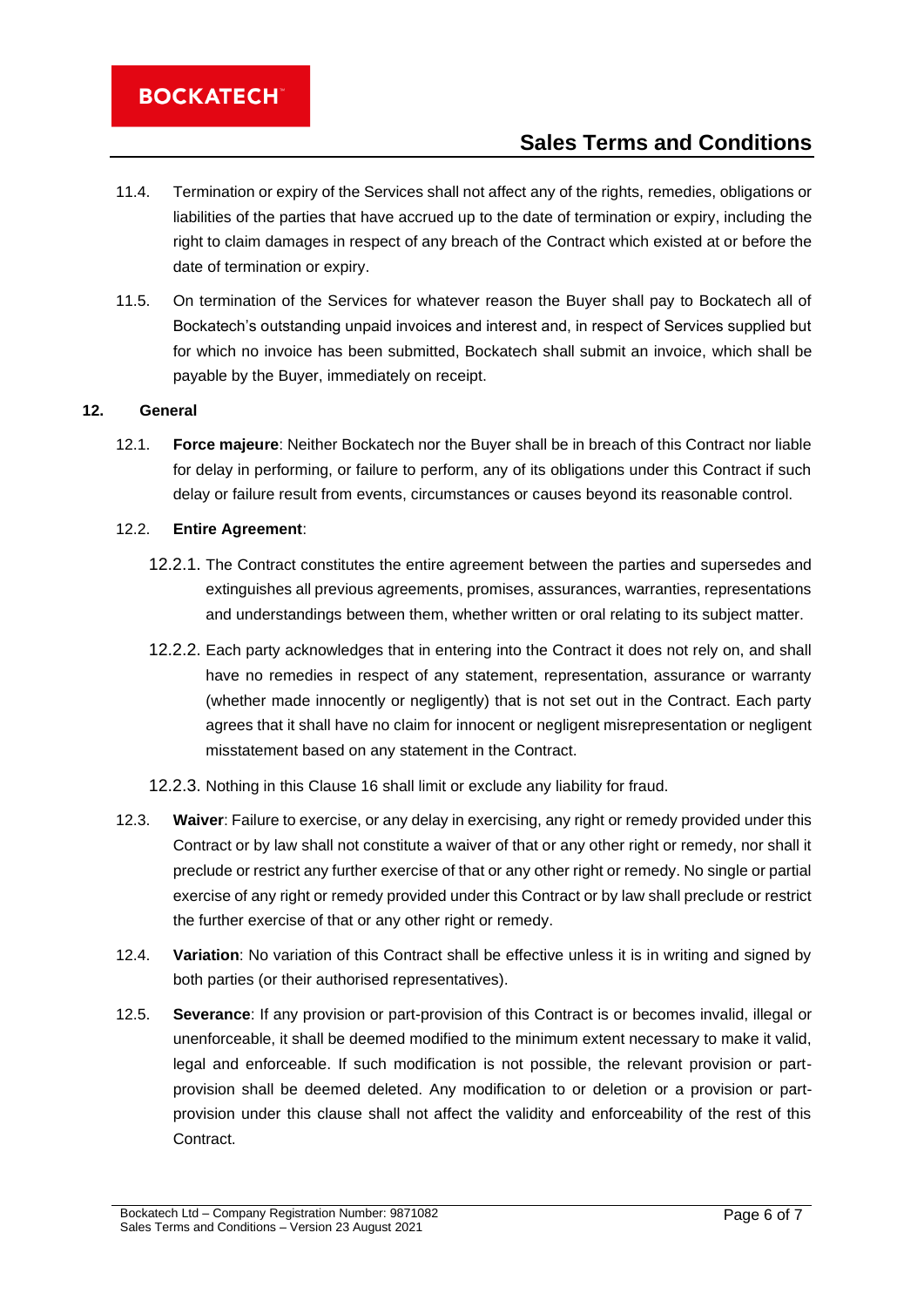11.4. Termination or expiry of the Services shall not affect any of the rights, remedies, obligations or liabilities of the parties that have accrued up to the date of termination or expiry, including the right to claim damages in respect of any breach of the Contract which existed at or before the date of termination or expiry.

11.5. On termination of the Services for whatever reason the Buyer shall pay to Bockatech all of Bockatech's outstanding unpaid invoices and interest and, in respect of Services supplied but for which no invoice has been submitted, Bockatech shall submit an invoice, which shall be payable by the Buyer, immediately on receipt.

**12. General**

12.1. **Force majeure**: Neither Bockatech nor the Buyer shall be in breach of this Contract nor liable for delay in performing, or failure to perform, any of its obligations under this Contract if such delay or failure result from events, circumstances or causes beyond its reasonable control.

12.2. **Entire Agreement**:

12.2.1. The Contract constitutes the entire agreement between the parties and supersedes and extinguishes all previous agreements, promises, assurances, warranties, representations and understandings between them, whether written or oral relating to its subject matter.

12.2.2. Each party acknowledges that in entering into the Contract it does not rely on, and shall have no remedies in respect of any statement, representation, assurance or warranty (whether made innocently or negligently) that is not set out in the Contract. Each party agrees that it shall have no claim for innocent or negligent misrepresentation or negligent misstatement based on any statement in the Contract.

12.2.3. Nothing in this Clause 16 shall limit or exclude any liability for fraud.

12.3. **Waiver**: Failure to exercise, or any delay in exercising, any right or remedy provided under this Contract or by law shall not constitute a waiver of that or any other right or remedy, nor shall it preclude or restrict any further exercise of that or any other right or remedy. No single or partial exercise of any right or remedy provided under this Contract or by law shall preclude or restrict the further exercise of that or any other right or remedy.

12.4. **Variation**: No variation of this Contract shall be effective unless it is in writing and signed by both parties (or their authorised representatives).

12.5. **Severance**: If any provision or part-provision of this Contract is or becomes invalid, illegal or unenforceable, it shall be deemed modified to the minimum extent necessary to make it valid, legal and enforceable. If such modification is not possible, the relevant provision or part-provision shall be deemed deleted. Any modification to or deletion or a provision or part-provision under this clause shall not affect the validity and enforceability of the rest of this Contract.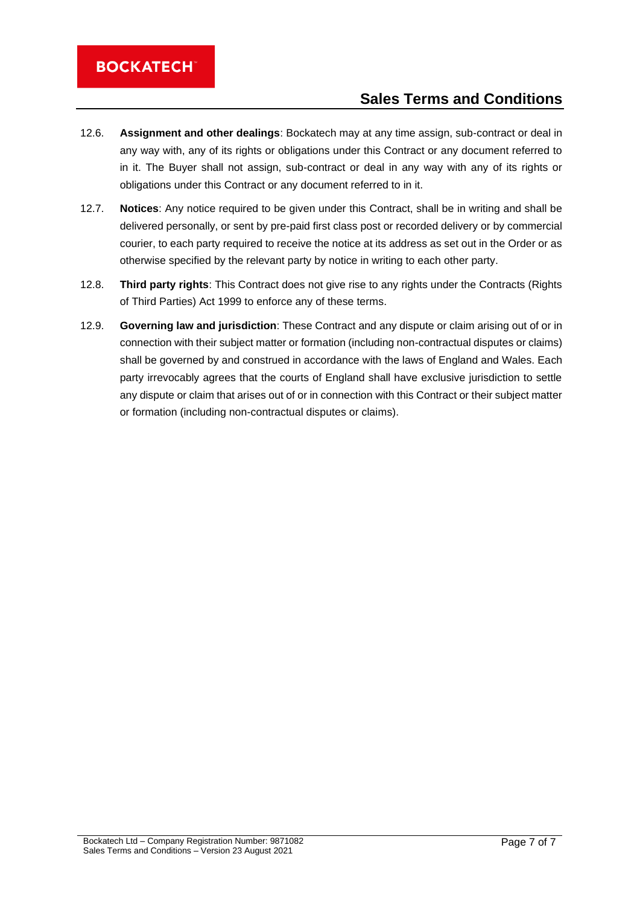12.6. **Assignment and other dealings**: Bockatech may at any time assign, sub-contract or deal in any way with, any of its rights or obligations under this Contract or any document referred to in it. The Buyer shall not assign, sub-contract or deal in any way with any of its rights or obligations under this Contract or any document referred to in it.

12.7. **Notices**: Any notice required to be given under this Contract, shall be in writing and shall be delivered personally, or sent by pre-paid first class post or recorded delivery or by commercial courier, to each party required to receive the notice at its address as set out in the Order or as otherwise specified by the relevant party by notice in writing to each other party.

12.8. **Third party rights**: This Contract does not give rise to any rights under the Contracts (Rights of Third Parties) Act 1999 to enforce any of these terms.

12.9. **Governing law and jurisdiction**: These Contract and any dispute or claim arising out of or in connection with their subject matter or formation (including non-contractual disputes or claims) shall be governed by and construed in accordance with the laws of England and Wales. Each party irrevocably agrees that the courts of England shall have exclusive jurisdiction to settle any dispute or claim that arises out of or in connection with this Contract or their subject matter or formation (including non-contractual disputes or claims).